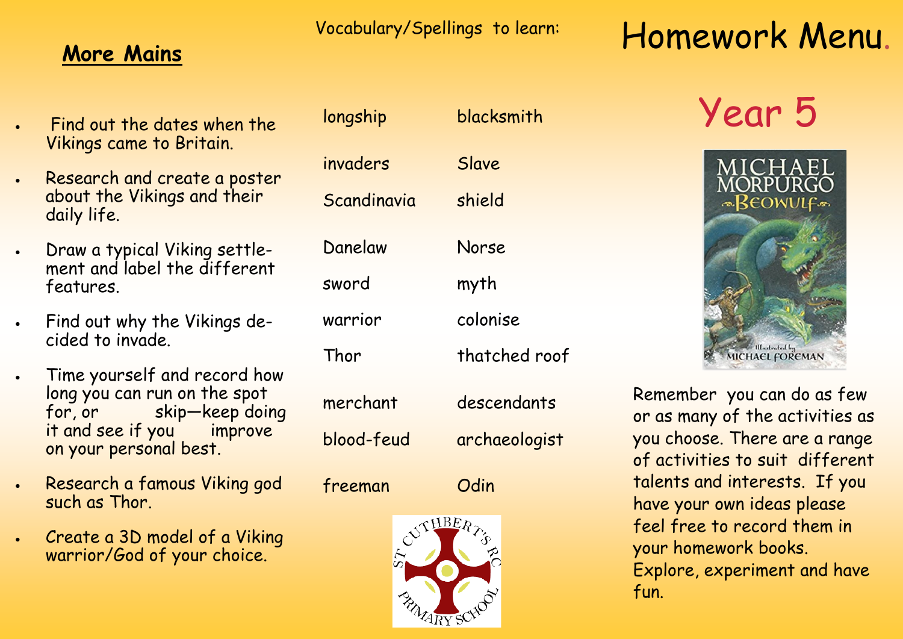# Homework Menu.

## Year 5

## More Mains

- Find out the dates when the Vikings came to Britain.
- Research and create a poster about the Vikings and their daily life.
- Draw a typical Viking settlement and label the different features.
- Find out why the Vikings decided to invade.
- Time yourself and record how long you can run on the spot for, or skip—keep doing it and see if you improve on your personal best.
- Research a famous Viking god such as Thor.
- Create a 3D model of a Viking warrior/God of your choice.

Vocabulary/Spellings to learn:

| | |
|---|---|
| longship | blacksmith |
| invaders | Slave |
| Scandinavia | shield |
| Danelaw | Norse |
| sword | myth |
| warrior | colonise |
| Thor | thatched roof |
| merchant | descendants |
| blood-feud | archaeologist |
| freeman | Odin |

ST CUTHBERT'S RC PRIMARY SCHOOL

MICHAEL MORPURGO
BEOWULF
Illustrated by MICHAEL FOREMAN

Remember you can do as few or as many of the activities as you choose. There are a range of activities to suit different talents and interests. If you have your own ideas please feel free to record them in your homework books. Explore, experiment and have fun.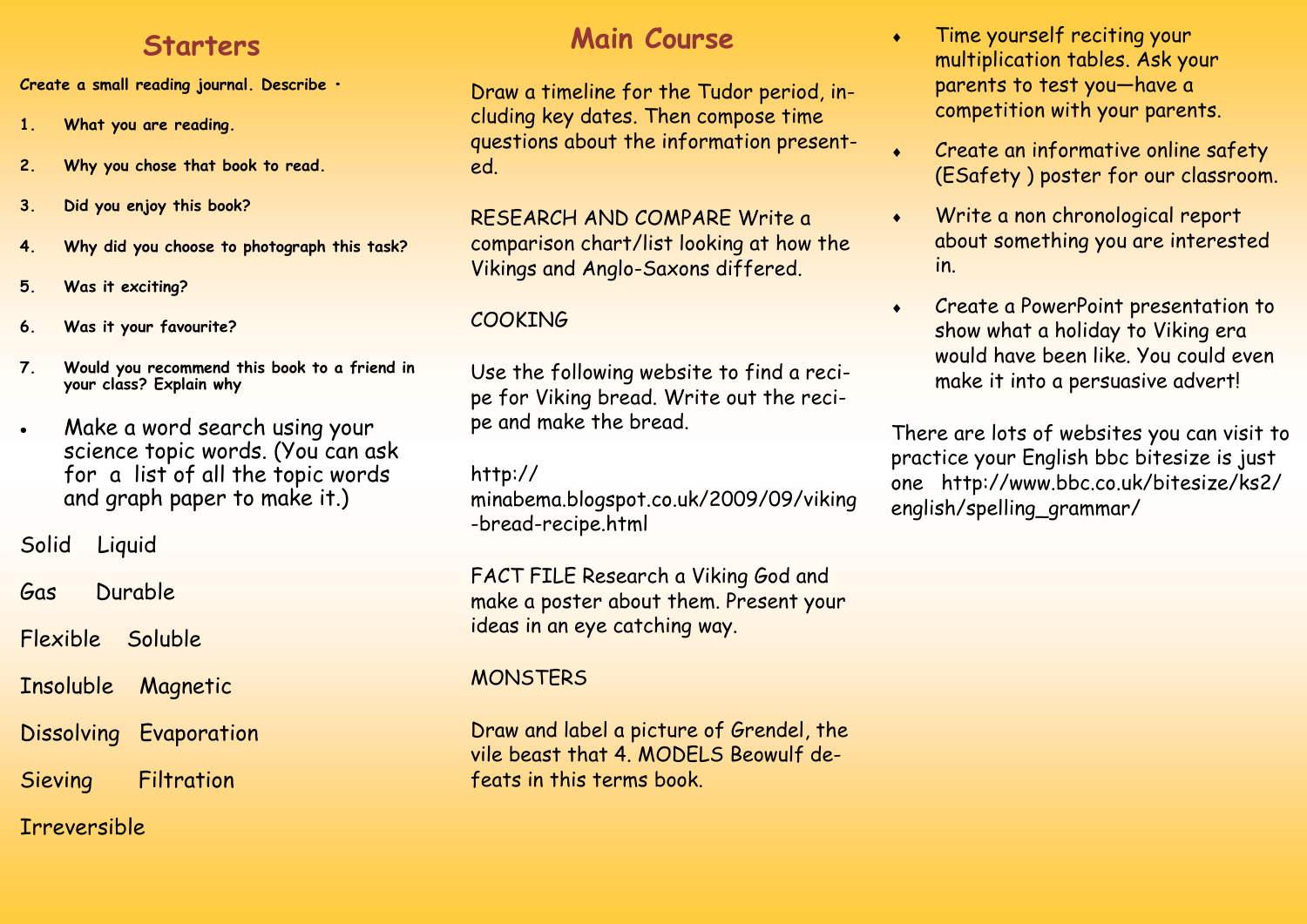## Starters

**Create a small reading journal. Describe ·**

1. **What you are reading.**
2. **Why you chose that book to read.**
3. **Did you enjoy this book?**
4. **Why did you choose to photograph this task?**
5. **Was it exciting?**
6. **Was it your favourite?**
7. **Would you recommend this book to a friend in your class? Explain why**

- Make a word search using your science topic words. (You can ask for a list of all the topic words and graph paper to make it.)

Solid Liquid

Gas Durable

Flexible Soluble

Insoluble Magnetic

Dissolving Evaporation

Sieving Filtration

Irreversible

## Main Course

Draw a timeline for the Tudor period, including key dates. Then compose time questions about the information presented.

RESEARCH AND COMPARE Write a comparison chart/list looking at how the Vikings and Anglo-Saxons differed.

COOKING

Use the following website to find a recipe for Viking bread. Write out the recipe and make the bread.

http://minabema.blogspot.co.uk/2009/09/viking-bread-recipe.html

FACT FILE Research a Viking God and make a poster about them. Present your ideas in an eye catching way.

MONSTERS

Draw and label a picture of Grendel, the vile beast that 4. MODELS Beowulf defeats in this terms book.

- Time yourself reciting your multiplication tables. Ask your parents to test you—have a competition with your parents.
- Create an informative online safety (ESafety ) poster for our classroom.
- Write a non chronological report about something you are interested in.
- Create a PowerPoint presentation to show what a holiday to Viking era would have been like. You could even make it into a persuasive advert!

There are lots of websites you can visit to practice your English bbc bitesize is just one http://www.bbc.co.uk/bitesize/ks2/english/spelling_grammar/